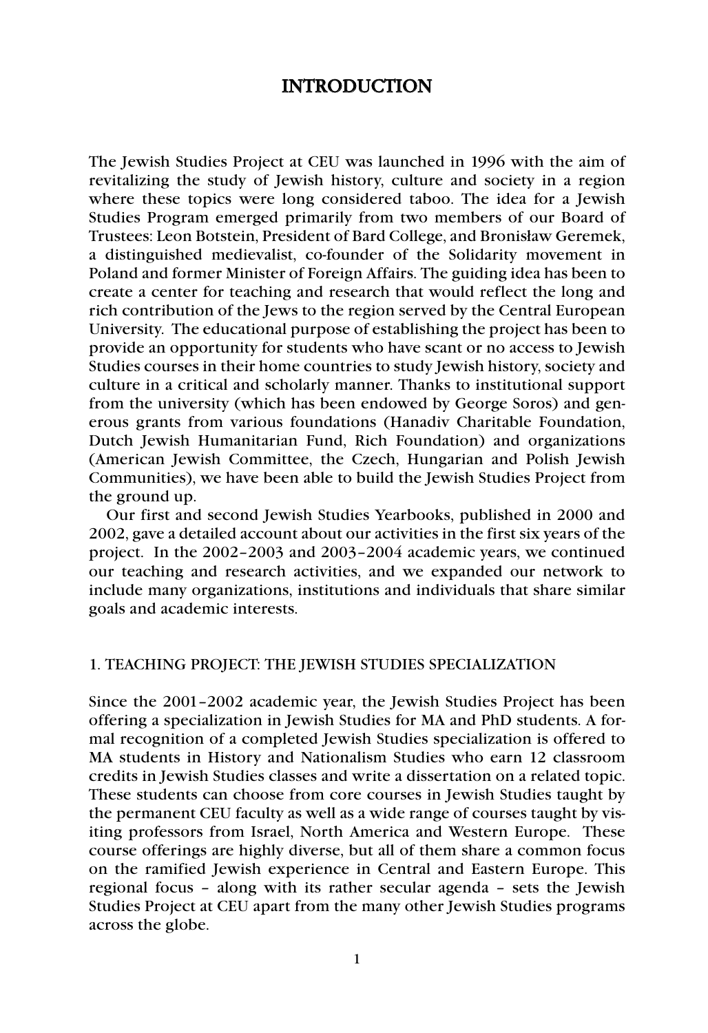# INTRODUCTION

The Jewish Studies Project at CEU was launched in 1996 with the aim of revitalizing the study of Jewish history, culture and society in a region where these topics were long considered taboo. The idea for a Jewish Studies Program emerged primarily from two members of our Board of Trustees: Leon Botstein, President of Bard College, and Bronisław Geremek, a distinguished medievalist, co-founder of the Solidarity movement in Poland and former Minister of Foreign Affairs. The guiding idea has been to create a center for teaching and research that would reflect the long and rich contribution of the Jews to the region served by the Central European University. The educational purpose of establishing the project has been to provide an opportunity for students who have scant or no access to Jewish Studies courses in their home countries to study Jewish history, society and culture in a critical and scholarly manner. Thanks to institutional support from the university (which has been endowed by George Soros) and generous grants from various foundations (Hanadiv Charitable Foundation, Dutch Jewish Humanitarian Fund, Rich Foundation) and organizations (American Jewish Committee, the Czech, Hungarian and Polish Jewish Communities), we have been able to build the Jewish Studies Project from the ground up.

Our first and second Jewish Studies Yearbooks, published in 2000 and 2002, gave a detailed account about our activities in the first six years of the project. In the 2002–2003 and 2003–2004 academic years, we continued our teaching and research activities, and we expanded our network to include many organizations, institutions and individuals that share similar goals and academic interests.

## 1. TEACHING PROJECT: THE JEWISH STUDIES SPECIALIZATION

Since the 2001–2002 academic year, the Jewish Studies Project has been offering a specialization in Jewish Studies for MA and PhD students. A formal recognition of a completed Jewish Studies specialization is offered to MA students in History and Nationalism Studies who earn 12 classroom credits in Jewish Studies classes and write a dissertation on a related topic. These students can choose from core courses in Jewish Studies taught by the permanent CEU faculty as well as a wide range of courses taught by visiting professors from Israel, North America and Western Europe. These course offerings are highly diverse, but all of them share a common focus on the ramified Jewish experience in Central and Eastern Europe. This regional focus – along with its rather secular agenda – sets the Jewish Studies Project at CEU apart from the many other Jewish Studies programs across the globe.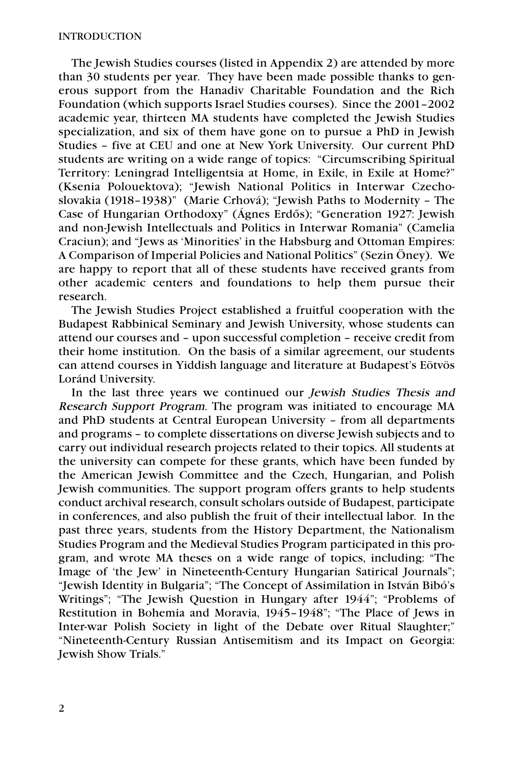The Jewish Studies courses (listed in Appendix 2) are attended by more than 30 students per year. They have been made possible thanks to generous support from the Hanadiv Charitable Foundation and the Rich Foundation (which supports Israel Studies courses). Since the 2001–2002 academic year, thirteen MA students have completed the Jewish Studies specialization, and six of them have gone on to pursue a PhD in Jewish Studies – five at CEU and one at New York University. Our current PhD students are writing on a wide range of topics: "Circumscribing Spiritual Territory: Leningrad Intelligentsia at Home, in Exile, in Exile at Home?" (Ksenia Polouektova); "Jewish National Politics in Interwar Czechoslovakia (1918–1938)" (Marie Crhová); "Jewish Paths to Modernity – The Case of Hungarian Orthodoxy" (Ágnes Erdős); "Generation 1927: Jewish and non-Jewish Intellectuals and Politics in Interwar Romania" (Camelia Craciun); and "Jews as 'Minorities' in the Habsburg and Ottoman Empires: A Comparison of Imperial Policies and National Politics" (Sezin Öney). We are happy to report that all of these students have received grants from other academic centers and foundations to help them pursue their research.

The Jewish Studies Project established a fruitful cooperation with the Budapest Rabbinical Seminary and Jewish University, whose students can attend our courses and – upon successful completion – receive credit from their home institution. On the basis of a similar agreement, our students can attend courses in Yiddish language and literature at Budapest's Eötvös Loránd University.

In the last three years we continued our *Jewish Studies Thesis and Research Support Program*. The program was initiated to encourage MA and PhD students at Central European University – from all departments and programs – to complete dissertations on diverse Jewish subjects and to carry out individual research projects related to their topics. All students at the university can compete for these grants, which have been funded by the American Jewish Committee and the Czech, Hungarian, and Polish Jewish communities. The support program offers grants to help students conduct archival research, consult scholars outside of Budapest, participate in conferences, and also publish the fruit of their intellectual labor. In the past three years, students from the History Department, the Nationalism Studies Program and the Medieval Studies Program participated in this program, and wrote MA theses on a wide range of topics, including: "The Image of 'the Jew' in Nineteenth-Century Hungarian Satirical Journals"; "Jewish Identity in Bulgaria"; "The Concept of Assimilation in István Bibó's Writings"; "The Jewish Question in Hungary after 1944"; "Problems of Restitution in Bohemia and Moravia, 1945–1948"; "The Place of Jews in Inter-war Polish Society in light of the Debate over Ritual Slaughter;" "Nineteenth-Century Russian Antisemitism and its Impact on Georgia: Jewish Show Trials."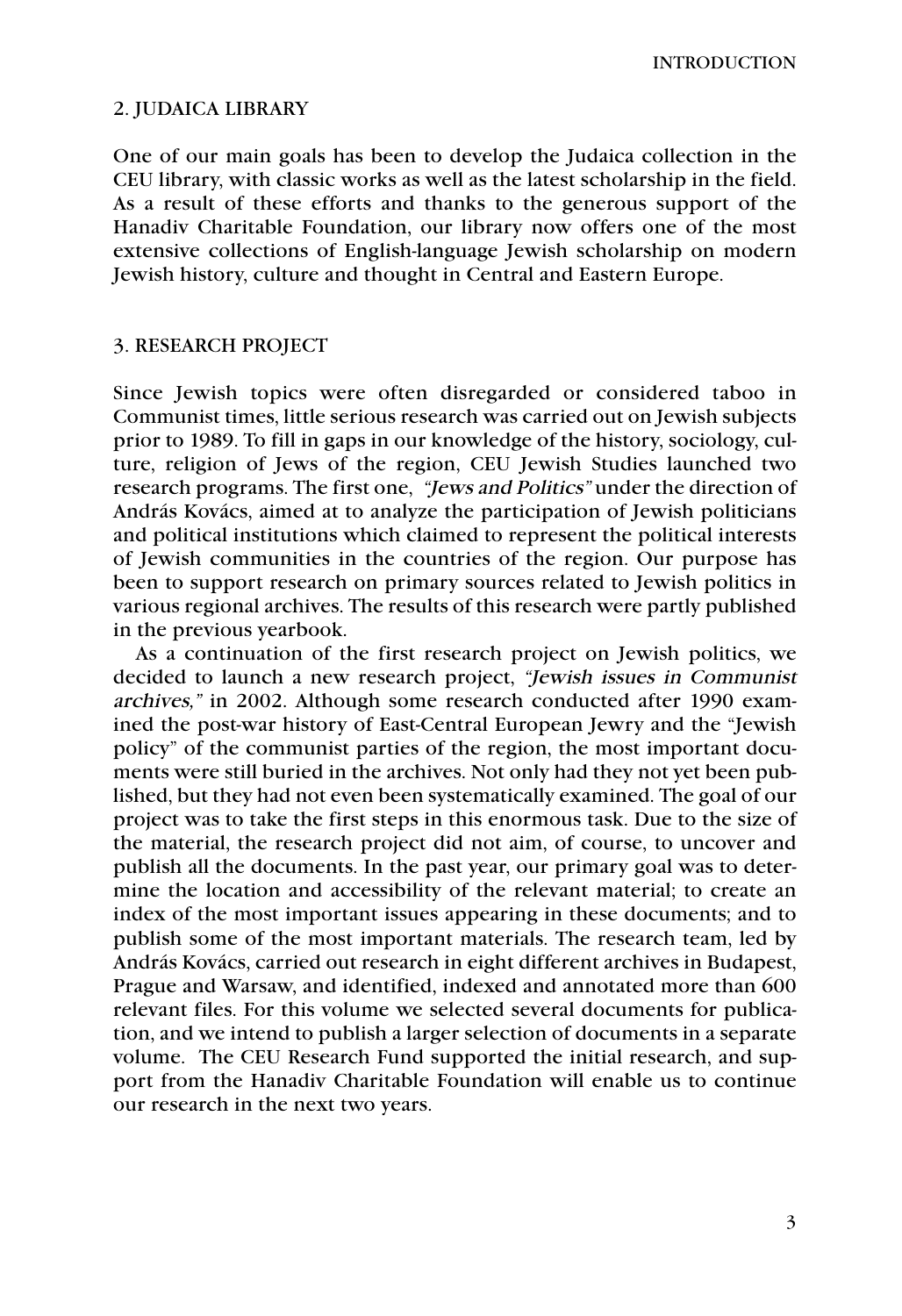## 2. JUDAICA LIBRARY

One of our main goals has been to develop the Judaica collection in the CEU library, with classic works as well as the latest scholarship in the field. As a result of these efforts and thanks to the generous support of the Hanadiv Charitable Foundation, our library now offers one of the most extensive collections of English-language Jewish scholarship on modern Jewish history, culture and thought in Central and Eastern Europe.

## 3. RESEARCH PROJECT

Since Jewish topics were often disregarded or considered taboo in Communist times, little serious research was carried out on Jewish subjects prior to 1989. To fill in gaps in our knowledge of the history, sociology, culture, religion of Jews of the region, CEU Jewish Studies launched two research programs. The first one, *"Jews and Politics"* under the direction of András Kovács, aimed at to analyze the participation of Jewish politicians and political institutions which claimed to represent the political interests of Jewish communities in the countries of the region. Our purpose has been to support research on primary sources related to Jewish politics in various regional archives. The results of this research were partly published in the previous yearbook.

As a continuation of the first research project on Jewish politics, we decided to launch a new research project, *"Jewish issues in Communist archives,"* in 2002. Although some research conducted after 1990 examined the post-war history of East-Central European Jewry and the "Jewish policy" of the communist parties of the region, the most important documents were still buried in the archives. Not only had they not yet been published, but they had not even been systematically examined. The goal of our project was to take the first steps in this enormous task. Due to the size of the material, the research project did not aim, of course, to uncover and publish all the documents. In the past year, our primary goal was to determine the location and accessibility of the relevant material; to create an index of the most important issues appearing in these documents; and to publish some of the most important materials. The research team, led by András Kovács, carried out research in eight different archives in Budapest, Prague and Warsaw, and identified, indexed and annotated more than 600 relevant files. For this volume we selected several documents for publication, and we intend to publish a larger selection of documents in a separate volume. The CEU Research Fund supported the initial research, and support from the Hanadiv Charitable Foundation will enable us to continue our research in the next two years.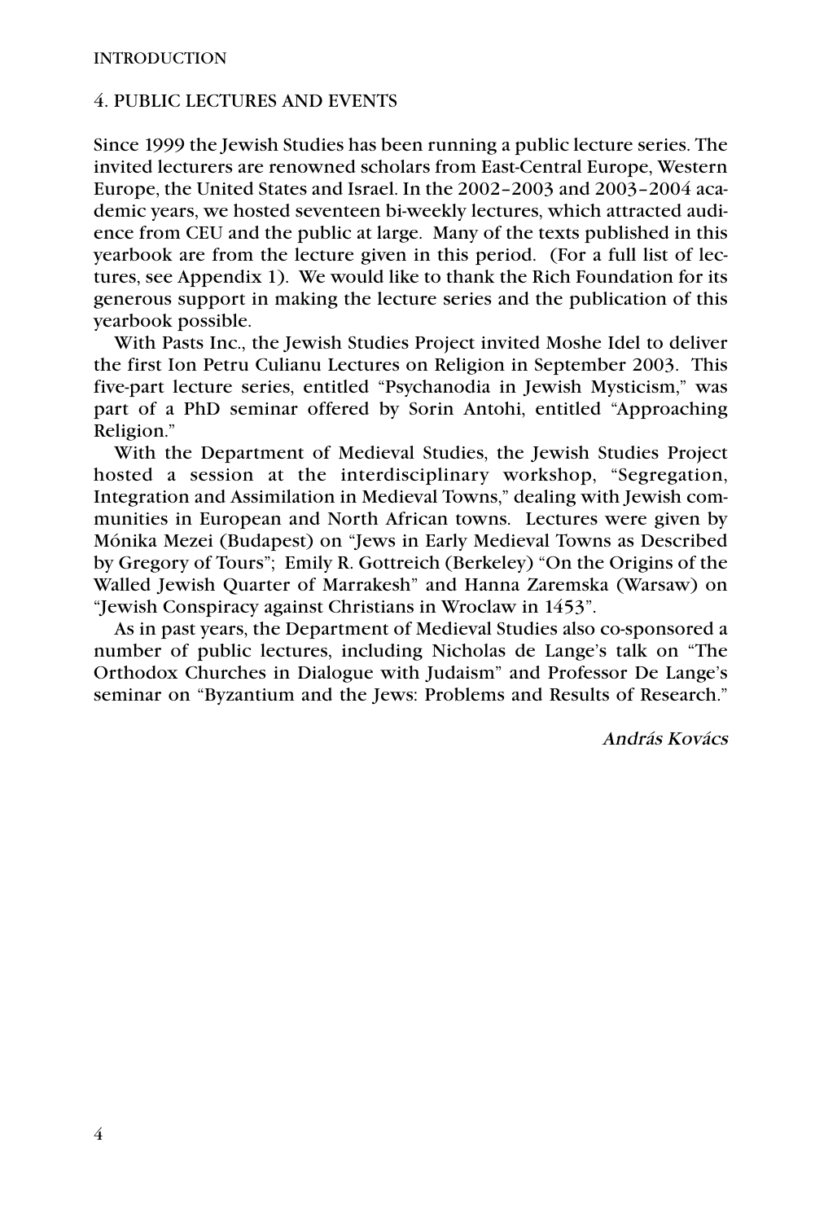## 4. PUBLIC LECTURES AND EVENTS

Since 1999 the Jewish Studies has been running a public lecture series. The invited lecturers are renowned scholars from East-Central Europe, Western Europe, the United States and Israel. In the 2002–2003 and 2003–2004 academic years, we hosted seventeen bi-weekly lectures, which attracted audience from CEU and the public at large. Many of the texts published in this yearbook are from the lecture given in this period. (For a full list of lectures, see Appendix 1). We would like to thank the Rich Foundation for its generous support in making the lecture series and the publication of this yearbook possible.

With Pasts Inc., the Jewish Studies Project invited Moshe Idel to deliver the first Ion Petru Culianu Lectures on Religion in September 2003. This five-part lecture series, entitled "Psychanodia in Jewish Mysticism," was part of a PhD seminar offered by Sorin Antohi, entitled "Approaching Religion."

With the Department of Medieval Studies, the Jewish Studies Project hosted a session at the interdisciplinary workshop, "Segregation, Integration and Assimilation in Medieval Towns," dealing with Jewish communities in European and North African towns. Lectures were given by Mónika Mezei (Budapest) on "Jews in Early Medieval Towns as Described by Gregory of Tours"; Emily R. Gottreich (Berkeley) "On the Origins of the Walled Jewish Quarter of Marrakesh" and Hanna Zaremska (Warsaw) on "Jewish Conspiracy against Christians in Wroclaw in 1453".

As in past years, the Department of Medieval Studies also co-sponsored a number of public lectures, including Nicholas de Lange's talk on "The Orthodox Churches in Dialogue with Judaism" and Professor De Lange's seminar on "Byzantium and the Jews: Problems and Results of Research."

*András Kovács*